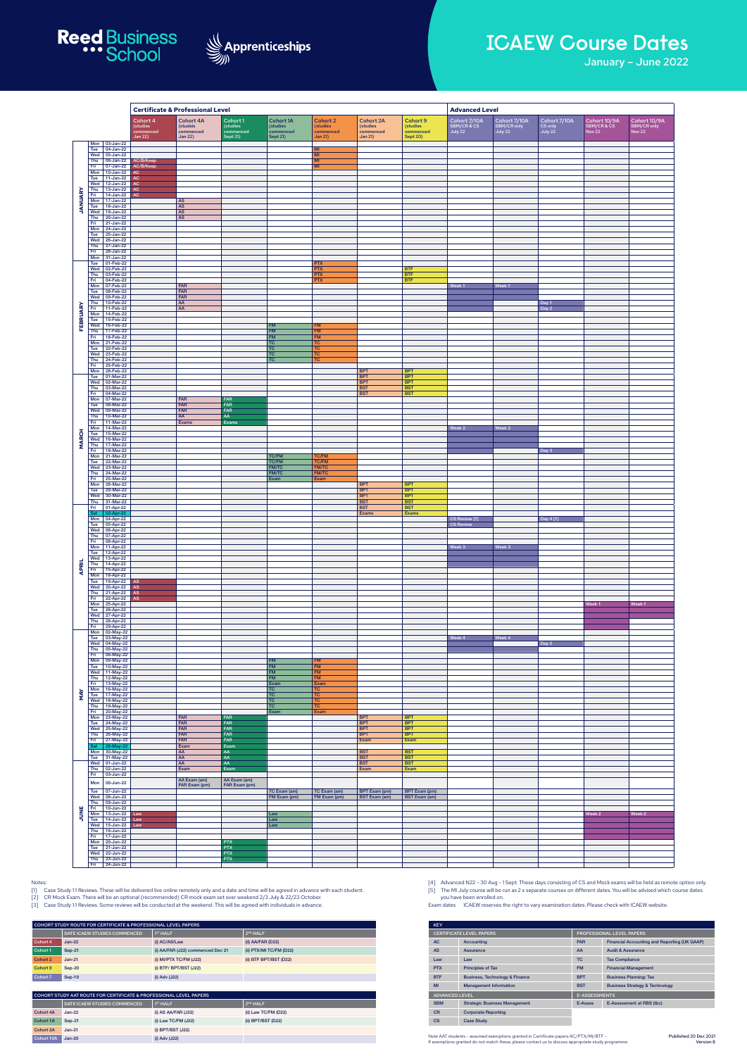# ICAEW Course Dates

January – June 2022

Reed Business School | Apprenticeships

| Month | Day | Date | Cohort 4 (studies commenced Jan 22) | Cohort 4A (studies commenced Jan 22) | Cohort 1 (studies commenced Sept 21) | Cohort 1A (studies commenced Sept 21) | Cohort 2 (studies commenced Jan 21) | Cohort 2A (studies commenced Jan 21) | Cohort 9 (studies commenced Sept 20) | Cohort 7/10A SBM/CR & CS July 22 | Cohort 7/10A SBM/CR only July 22 | Cohort 7/10A CS only July 22 | Cohort 10/9A SBM/CR & CS Nov 22 | Cohort 10/9A SBM/CR only Nov 22 |
|---|---|---|---|---|---|---|---|---|---|---|---|---|---|---|
| | | | **Certificate & Professional Level** | | | | | | | **Advanced Level** | | | | |
| JANUARY | Mon | 03-Jan-22 | | | | | | | | | | | | |
| | Tue | 04-Jan-22 | | | | | MI | | | | | | | |
| | Wed | 05-Jan-22 | | | | | MI | | | | | | | |
| | Thu | 06-Jan-22 | AC/B/Keep | | | | MI | | | | | | | |
| | Fri | 07-Jan-22 | AC/B/Keep | | | | MI | | | | | | | |
| | Mon | 10-Jan-22 | AC | | | | | | | | | | | |
| | Tue | 11-Jan-22 | AC | | | | | | | | | | | |
| | Wed | 12-Jan-22 | AC | | | | | | | | | | | |
| | Thu | 13-Jan-22 | AC | | | | | | | | | | | |
| | Fri | 14-Jan-22 | AC | | | | | | | | | | | |
| | Mon | 17-Jan-22 | | AS | | | | | | | | | | |
| | Tue | 18-Jan-22 | | AS | | | | | | | | | | |
| | Wed | 19-Jan-22 | | AS | | | | | | | | | | |
| | Thu | 20-Jan-22 | | AS | | | | | | | | | | |
| | Fri | 21-Jan-22 | | | | | | | | | | | | |
| | Mon | 24-Jan-22 | | | | | | | | | | | | |
| | Tue | 25-Jan-22 | | | | | | | | | | | | |
| | Wed | 26-Jan-22 | | | | | | | | | | | | |
| | Thu | 27-Jan-22 | | | | | | | | | | | | |
| | Fri | 28-Jan-22 | | | | | | | | | | | | |
| | Mon | 31-Jan-22 | | | | | | | | | | | | |
| FEBRUARY | Tue | 01-Feb-22 | | | | | PTX | | | | | | | |
| | Wed | 02-Feb-22 | | | | | PTX | | BTF | | | | | |
| | Thu | 03-Feb-22 | | | | | PTX | | BTF | | | | | |
| | Fri | 04-Feb-22 | | | | | PTX | | BTF | | | | | |
| | Mon | 07-Feb-22 | | FAR | | | | | | Week 1 | Week 1 | | | |
| | Tue | 08-Feb-22 | | FAR | | | | | | | | | | |
| | Wed | 09-Feb-22 | | FAR | | | | | | | | | | |
| | Thu | 10-Feb-22 | | AA | | | | | | | | Day 1 | | |
| | Fri | 11-Feb-22 | | AA | | | | | | | | Day 2 | | |
| | Mon | 14-Feb-22 | | | | | | | | | | | | |
| | Tue | 15-Feb-22 | | | | | | | | | | | | |
| | Wed | 16-Feb-22 | | | | FM | FM | | | | | | | |
| | Thu | 17-Feb-22 | | | | FM | FM | | | | | | | |
| | Fri | 18-Feb-22 | | | | FM | FM | | | | | | | |
| | Mon | 21-Feb-22 | | | | TC | TC | | | | | | | |
| | Tue | 22-Feb-22 | | | | TC | TC | | | | | | | |
| | Wed | 23-Feb-22 | | | | TC | TC | | | | | | | |
| | Thu | 24-Feb-22 | | | | TC | TC | | | | | | | |
| | Fri | 25-Feb-22 | | | | | | | | | | | | |
| | Mon | 28-Feb-22 | | | | | | BPT | BPT | | | | | |
| MARCH | Tue | 01-Mar-22 | | | | | | BPT | BPT | | | | | |
| | Wed | 02-Mar-22 | | | | | | BPT | BPT | | | | | |
| | Thu | 03-Mar-22 | | | | | | BST | BST | | | | | |
| | Fri | 04-Mar-22 | | | | | | BST | BST | | | | | |
| | Mon | 07-Mar-22 | | FAR | FAR | | | | | | | | | |
| | Tue | 08-Mar-22 | | FAR | FAR | | | | | | | | | |
| | Wed | 09-Mar-22 | | FAR | FAR | | | | | | | | | |
| | Thu | 10-Mar-22 | | AA | AA | | | | | | | | | |
| | Fri | 11-Mar-22 | | Exams | Exams | | | | | | | | | |
| | Mon | 14-Mar-22 | | | | | | | | Week 2 | Week 2 | | | |
| | Tue | 15-Mar-22 | | | | | | | | | | | | |
| | Wed | 16-Mar-22 | | | | | | | | | | | | |
| | Thu | 17-Mar-22 | | | | | | | | | | | | |
| | Fri | 18-Mar-22 | | | | | | | | | | Day 3 | | |
| | Mon | 21-Mar-22 | | | | TC/FM | TC/FM | | | | | | | |
| | Tue | 22-Mar-22 | | | | TC/FM | TC/FM | | | | | | | |
| | Wed | 23-Mar-22 | | | | FM/TC | FM/TC | | | | | | | |
| | Thu | 24-Mar-22 | | | | FM/TC | FM/TC | | | | | | | |
| | Fri | 25-Mar-22 | | | | Exam | Exam | | | | | | | |
| | Mon | 28-Mar-22 | | | | | | BPT | BPT | | | | | |
| | Tue | 29-Mar-22 | | | | | | BPT | BPT | | | | | |
| | Wed | 30-Mar-22 | | | | | | BPT | BPT | | | | | |
| | Thu | 31-Mar-22 | | | | | | BST | BST | | | | | |
| APRIL | Fri | 01-Apr-22 | | | | | | BST | BST | | | | | |
| | Sat | 02-Apr-22 | | | | | | Exams | Exams | | | | | |
| | Mon | 04-Apr-22 | | | | | | | | CS Review [1] | | Day 4 [1] | | |
| | Tue | 05-Apr-22 | | | | | | | | CS Review | | | | |
| | Wed | 06-Apr-22 | | | | | | | | | | | | |
| | Thu | 07-Apr-22 | | | | | | | | | | | | |
| | Fri | 08-Apr-22 | | | | | | | | | | | | |
| | Mon | 11-Apr-22 | | | | | | | | Week 3 | Week 3 | | | |
| | Tue | 12-Apr-22 | | | | | | | | | | | | |
| | Wed | 13-Apr-22 | | | | | | | | | | | | |
| | Thu | 14-Apr-22 | | | | | | | | | | | | |
| | Fri | 15-Apr-22 | | | | | | | | | | | | |
| | Mon | 18-Apr-22 | | | | | | | | | | | | |
| | Tue | 19-Apr-22 | AS | | | | | | | | | | | |
| | Wed | 20-Apr-22 | AS | | | | | | | | | | | |
| | Thu | 21-Apr-22 | AS | | | | | | | | | | | |
| | Fri | 22-Apr-22 | AS | | | | | | | | | | | |
| | Mon | 25-Apr-22 | | | | | | | | | | | Week 1 | Week 1 |
| | Tue | 26-Apr-22 | | | | | | | | | | | | |
| | Wed | 27-Apr-22 | | | | | | | | | | | | |
| | Thu | 28-Apr-22 | | | | | | | | | | | | |
| | Fri | 29-Apr-22 | | | | | | | | | | | | |
| MAY | Mon | 02-May-22 | | | | | | | | | | | | |
| | Tue | 03-May-22 | | | | | | | | Week 4 | Week 4 | | | |
| | Wed | 04-May-22 | | | | | | | | | | Day 5 | | |
| | Thu | 05-May-22 | | | | | | | | | | | | |
| | Fri | 06-May-22 | | | | | | | | | | | | |
| | Mon | 09-May-22 | | | | FM | FM | | | | | | | |
| | Tue | 10-May-22 | | | | FM | FM | | | | | | | |
| | Wed | 11-May-22 | | | | FM | FM | | | | | | | |
| | Thu | 12-May-22 | | | | FM | FM | | | | | | | |
| | Fri | 13-May-22 | | | | Exam | Exam | | | | | | | |
| | Mon | 16-May-22 | | | | TC | TC | | | | | | | |
| | Tue | 17-May-22 | | | | TC | TC | | | | | | | |
| | Wed | 18-May-22 | | | | TC | TC | | | | | | | |
| | Thu | 19-May-22 | | | | TC | TC | | | | | | | |
| | Fri | 20-May-22 | | | | Exam | Exam | | | | | | | |
| | Mon | 23-May-22 | | FAR | FAR | | | BPT | BPT | | | | | |
| | Tue | 24-May-22 | | FAR | FAR | | | BPT | BPT | | | | | |
| | Wed | 25-May-22 | | FAR | FAR | | | BPT | BPT | | | | | |
| | Thu | 26-May-22 | | FAR | FAR | | | BPT | BPT | | | | | |
| | Fri | 27-May-22 | | FAR | FAR | | | Exam | Exam | | | | | |
| | Sat | 28-May-22 | | Exam | Exam | | | | | | | | | |
| | Mon | 30-May-22 | | AA | AA | | | BST | BST | | | | | |
| | Tue | 31-May-22 | | AA | AA | | | BST | BST | | | | | |
| JUNE | Wed | 01-Jun-22 | | AA | AA | | | BST | BST | | | | | |
| | Thu | 02-Jun-22 | | Exam | Exam | | | Exam | Exam | | | | | |
| | Fri | 03-Jun-22 | | | | | | | | | | | | |
| | Mon | 06-Jun-22 | | AA Exam (am) FAR Exam (pm) | AA Exam (am) FAR Exam (pm) | | | | | | | | | |
| | Tue | 07-Jun-22 | | | | TC Exam (am) | TC Exam (am) | BPT Exam (pm) | BPT Exam (pm) | | | | | |
| | Wed | 08-Jun-22 | | | | FM Exam (pm) | FM Exam (pm) | BST Exam (am) | BST Exam (am) | | | | | |
| | Thu | 09-Jun-22 | | | | | | | | | | | | |
| | Fri | 10-Jun-22 | | | | | | | | | | | | |
| | Mon | 13-Jun-22 | Law | | | Law | | | | | | | Week 2 | Week 2 |
| | Tue | 14-Jun-22 | Law | | | Law | | | | | | | | |
| | Wed | 15-Jun-22 | Law | | | Law | | | | | | | | |
| | Thu | 16-Jun-22 | | | | | | | | | | | | |
| | Fri | 17-Jun-22 | | | | | | | | | | | | |
| | Mon | 20-Jun-22 | | | PTX | | | | | | | | | |
| | Tue | 21-Jun-22 | | | PTX | | | | | | | | | |
| | Wed | 22-Jun-22 | | | PTX | | | | | | | | | |
| | Thu | 23-Jun-22 | | | PTX | | | | | | | | | |
| | Fri | 24-Jun-22 | | | | | | | | | | | | |

Notes:

[1] Case Study 1:1 Reviews. These will be delivered live online remotely only and a date and time will be agreed in advance with each student.
[2] CR Mock Exam. There will be an optional (recommended) CR mock exam set over weekend 2/3 July & 22/23 October.
[3] Case Study 1:1 Reviews. Some reviews will be conducted at the weekend. This will be agreed with individuals in advance.
[4] Advanced N22 - 30 Aug - 1 Sept. These days consisting of CS and Mock exams will be held as remote option only.
[5] The MI July course will be run as 2 x separate courses on different dates. You will be advised which course dates you have been enrolled on.

Exam dates: ICAEW reserves the right to vary examination dates. Please check with ICAEW website.

| COHORT STUDY ROUTE FOR CERTIFICATE & PROFESSIONAL LEVEL PAPERS | DATE ICAEW STUDIES COMMENCED | 1ST HALF | 2ND HALF |
|---|---|---|---|
| Cohort 4 | Jan-22 | (i) AC/AS/Law | (ii) AA/FAR (D22) |
| Cohort 1 | Sep-21 | (i) AA/FAR (J22) commenced Dec 21 | (ii) PTX/MI TC/FM (D22) |
| Cohort 2 | Jan-21 | (i) MI/PTX TC/FM (J22) | (ii) BTF BPT/BST (D22) |
| Cohort 9 | Sep-20 | (i) BTF/ BPT/BST (J22) | |
| Cohort 7 | Sep-19 | (i) Adv (J22) | |

| COHORT STUDY AAT ROUTE FOR CERTIFICATE & PROFESSIONAL LEVEL PAPERS | DATE ICAEW STUDIES COMMENCED | 1ST HALF | 2ND HALF |
|---|---|---|---|
| Cohort 4A | Jan-22 | (i) AS AA/FAR (J22) | (ii) Law TC/FM (D22) |
| Cohort 1A | Sep-21 | (i) Law TC/FM (J22) | (ii) BPT/BST (D22) |
| Cohort 2A | Jan-21 | (i) BPT/BST (J22) | |
| Cohort 10A | Jan-20 | (i) Adv (J22) | |

**KEY**

| CERTIFICATE LEVEL PAPERS | | PROFESSIONAL LEVEL PAPERS | |
|---|---|---|---|
| AC | Accounting | FAR | Financial Accounting and Reporting (UK GAAP) |
| AS | Assurance | AA | Audit & Assurance |
| Law | Law | TC | Tax Compliance |
| PTX | Principles of Tax | FM | Financial Management |
| BTF | Business, Technology & Finance | BPT | Business Planning: Tax |
| MI | Management Information | BST | Business Strategy & Technology |
| **ADVANCED LEVEL** | | **E-ASSESSMENTS** | |
| SBM | Strategic Business Management | E-Asses | E-Assessment at RBS (tbc) |
| CR | Corporate Reporting | | |
| CS | Case Study | | |

Note AAT students - assumed exemptions granted in Certificate papers AC/PTX/MI/BTF - If exemptions granted do not match these, please contact us to discuss appropriate study programme.

Published 20 Dec 2021
Version 8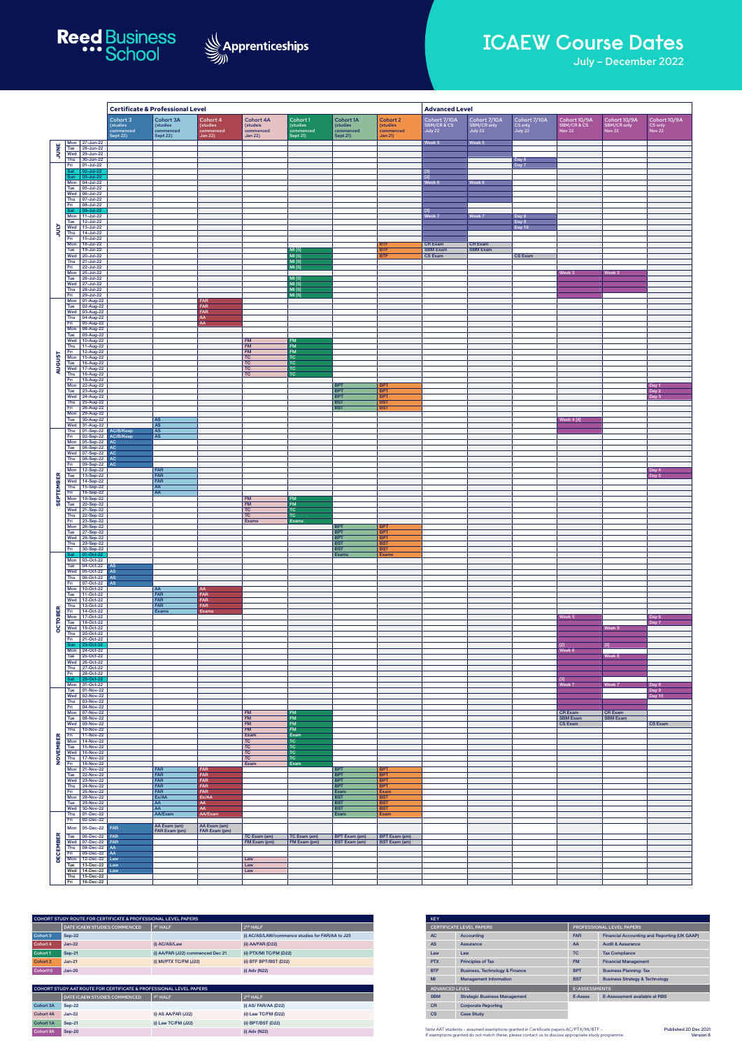# ICAEW Course Dates

July – December 2022

Reed Business School | Apprenticeships

| Month | Day | Date | Cohort 3 (studies commenced Sept 22) | Cohort 3A (studies commenced Sept 22) | Cohort 4 (studies commenced Jan 22) | Cohort 4A (studies commenced Jan 22) | Cohort 1 (studies commenced Sept 21) | Cohort 1A (studies commenced Sept 21) | Cohort 2 (studies commenced Jan 21) | Cohort 7/10A SBM/CR&CS July 22 | Cohort 7/10A SBM/CR only July 22 | Cohort 7/10A CS only July 22 | Cohort 10/9A SBM/CR&CS Nov 22 | Cohort 10/9A SBM/CR only Nov 22 | Cohort 10/9A CS only Nov 22 |
|---|---|---|---|---|---|---|---|---|---|---|---|---|---|---|---|
| | | | **Certificate & Professional Level** | | | | | | | **Advanced Level** | | | | | |
| JUNE | Mon | 27-Jun-22 | | | | | | | | Week 5 | Week 5 | | | | |
| | Tue | 28-Jun-22 | | | | | | | | | | | | | |
| | Wed | 29-Jun-22 | | | | | | | | | | | | | |
| | Thu | 30-Jun-22 | | | | | | | | | | Day 6 | | | |
| JULY | Fri | 01-Jul-22 | | | | | | | | | | Day 7 | | | |
| | Sat | 02-Jul-22 | | | | | | | | [3] | | | | | |
| | Sun | 03-Jul-22 | | | | | | | | [2] | | | | | |
| | Mon | 04-Jul-22 | | | | | | | | Week 6 | Week 6 | | | | |
| | Tue | 05-Jul-22 | | | | | | | | | | | | | |
| | Wed | 06-Jul-22 | | | | | | | | | | | | | |
| | Thu | 07-Jul-22 | | | | | | | | | | | | | |
| | Fri | 08-Jul-22 | | | | | | | | | | | | | |
| | Sat | 09-Jul-22 | | | | | | | | [3] | | | | | |
| | Mon | 11-Jul-22 | | | | | | | | Week 7 | Week 7 | Day 8 | | | |
| | Tue | 12-Jul-22 | | | | | | | | | | Day 9 | | | |
| | Wed | 13-Jul-22 | | | | | | | | | | Day 10 | | | |
| | Thu | 14-Jul-22 | | | | | | | | | | | | | |
| | Fri | 15-Jul-22 | | | | | | | | | | | | | |
| | Mon | 18-Jul-22 | | | | | | | BTF | CR Exam | CR Exam | | | | |
| | Tue | 19-Jul-22 | | | | | MI [5] | | BTF | SBM Exam | SBM Exam | | | | |
| | Wed | 20-Jul-22 | | | | | MI [5] | | BTF | CS Exam | | CS Exam | | | |
| | Thu | 21-Jul-22 | | | | | MI [5] | | | | | | | | |
| | Fri | 22-Jul-22 | | | | | MI [5] | | | | | | | | |
| | Mon | 25-Jul-22 | | | | | | | | | | | Week 3 | Week 3 | |
| | Tue | 26-Jul-22 | | | | | MI [5] | | | | | | | | |
| | Wed | 27-Jul-22 | | | | | MI [5] | | | | | | | | |
| | Thu | 28-Jul-22 | | | | | MI [5] | | | | | | | | |
| | Fri | 29-Jul-22 | | | | | MI [5] | | | | | | | | |
| AUGUST | Mon | 01-Aug-22 | | | FAR | | | | | | | | | | |
| | Tue | 02-Aug-22 | | | FAR | | | | | | | | | | |
| | Wed | 03-Aug-22 | | | FAR | | | | | | | | | | |
| | Thu | 04-Aug-22 | | | AA | | | | | | | | | | |
| | Fri | 05-Aug-22 | | | AA | | | | | | | | | | |
| | Mon | 08-Aug-22 | | | | | | | | | | | | | |
| | Tue | 09-Aug-22 | | | | | | | | | | | | | |
| | Wed | 10-Aug-22 | | | | FM | FM | | | | | | | | |
| | Thu | 11-Aug-22 | | | | FM | FM | | | | | | | | |
| | Fri | 12-Aug-22 | | | | FM | FM | | | | | | | | |
| | Mon | 15-Aug-22 | | | | TC | TC | | | | | | | | |
| | Tue | 16-Aug-22 | | | | TC | TC | | | | | | | | |
| | Wed | 17-Aug-22 | | | | TC | TC | | | | | | | | |
| | Thu | 18-Aug-22 | | | | TC | TC | | | | | | | | |
| | Fri | 19-Aug-22 | | | | | | | | | | | | | |
| | Mon | 22-Aug-22 | | | | | | BPT | BPT | | | | | | Day 1 |
| | Tue | 23-Aug-22 | | | | | | BPT | BPT | | | | | | Day 2 |
| | Wed | 24-Aug-22 | | | | | | BPT | BPT | | | | | | Day 3 |
| | Thu | 25-Aug-22 | | | | | | BST | BST | | | | | | |
| | Fri | 26-Aug-22 | | | | | | BST | BST | | | | | | |
| | Mon | 29-Aug-22 | | | | | | | | | | | | | |
| | Tue | 30-Aug-22 | | AS | | | | | | | | | Week 4 [4] | | |
| | Wed | 31-Aug-22 | | AS | | | | | | | | | | | |
| SEPTEMBER | Thu | 01-Sep-22 | AC/B/Keep | AS | | | | | | | | | | | |
| | Fri | 02-Sep-22 | AC/B/Keep | AS | | | | | | | | | | | |
| | Mon | 05-Sep-22 | AC | | | | | | | | | | | | |
| | Tue | 06-Sep-22 | AC | | | | | | | | | | | | |
| | Wed | 07-Sep-22 | AC | | | | | | | | | | | | |
| | Thu | 08-Sep-22 | AC | | | | | | | | | | | | |
| | Fri | 09-Sep-22 | AC | | | | | | | | | | | | |
| | Mon | 12-Sep-22 | | FAR | | | | | | | | | | | Day 4 |
| | Tue | 13-Sep-22 | | FAR | | | | | | | | | | | Day 5 |
| | Wed | 14-Sep-22 | | FAR | | | | | | | | | | | |
| | Thu | 15-Sep-22 | | AA | | | | | | | | | | | |
| | Fri | 16-Sep-22 | | AA | | | | | | | | | | | |
| | Mon | 19-Sep-22 | | | | FM | FM | | | | | | | | |
| | Tue | 20-Sep-22 | | | | FM | FM | | | | | | | | |
| | Wed | 21-Sep-22 | | | | TC | TC | | | | | | | | |
| | Thu | 22-Sep-22 | | | | TC | TC | | | | | | | | |
| | Fri | 23-Sep-22 | | | | Exams | Exams | | | | | | | | |
| | Mon | 26-Sep-22 | | | | | | BPT | BPT | | | | | | |
| | Tue | 27-Sep-22 | | | | | | BPT | BPT | | | | | | |
| | Wed | 28-Sep-22 | | | | | | BPT | BPT | | | | | | |
| | Thu | 29-Sep-22 | | | | | | BST | BST | | | | | | |
| | Fri | 30-Sep-22 | | | | | | BST | BST | | | | | | |
| OCTOBER | Sat | 01-Oct-22 | | | | | | Exams | Exams | | | | | | |
| | Mon | 03-Oct-22 | | | | | | | | | | | | | |
| | Tue | 04-Oct-22 | AS | | | | | | | | | | | | |
| | Wed | 05-Oct-22 | AS | | | | | | | | | | | | |
| | Thu | 06-Oct-22 | AS | | | | | | | | | | | | |
| | Fri | 07-Oct-22 | AS | | | | | | | | | | | | |
| | Mon | 10-Oct-22 | | AA | AA | | | | | | | | | | |
| | Tue | 11-Oct-22 | | FAR | FAR | | | | | | | | | | |
| | Wed | 12-Oct-22 | | FAR | FAR | | | | | | | | | | |
| | Thu | 13-Oct-22 | | FAR | FAR | | | | | | | | | | |
| | Fri | 14-Oct-22 | | Exams | Exams | | | | | | | | | | |
| | Mon | 17-Oct-22 | | | | | | | | | | | Week 5 | | Day 6 |
| | Tue | 18-Oct-22 | | | | | | | | | | | | | Day 7 |
| | Wed | 19-Oct-22 | | | | | | | | | | | | Week 5 | |
| | Thu | 20-Oct-22 | | | | | | | | | | | | | |
| | Fri | 21-Oct-22 | | | | | | | | | | | | | |
| | Sun | 23-Oct-22 | | | | | | | | | | | [2] | [2] | |
| | Mon | 24-Oct-22 | | | | | | | | | | | Week 6 | | |
| | Tue | 25-Oct-22 | | | | | | | | | | | | Week 6 | |
| | Wed | 26-Oct-22 | | | | | | | | | | | | | |
| | Thu | 27-Oct-22 | | | | | | | | | | | | | |
| | Fri | 28-Oct-22 | | | | | | | | | | | | | |
| | Sat | 29-Oct-22 | | | | | | | | | | | [3] | | |
| | Mon | 31-Oct-22 | | | | | | | | | | | Week 7 | Week 7 | Day 8 |
| NOVEMBER | Tue | 01-Nov-22 | | | | | | | | | | | | | Day 9 |
| | Wed | 02-Nov-22 | | | | | | | | | | | | | Day 10 |
| | Thu | 03-Nov-22 | | | | | | | | | | | | | |
| | Fri | 04-Nov-22 | | | | | | | | | | | | | |
| | Mon | 07-Nov-22 | | | | FM | FM | | | | | | CR Exam | CR Exam | |
| | Tue | 08-Nov-22 | | | | FM | FM | | | | | | SBM Exam | SBM Exam | |
| | Wed | 09-Nov-22 | | | | FM | FM | | | | | | CS Exam | | CS Exam |
| | Thu | 10-Nov-22 | | | | FM | FM | | | | | | | | |
| | Fri | 11-Nov-22 | | | | Exam | Exam | | | | | | | | |
| | Mon | 14-Nov-22 | | | | TC | TC | | | | | | | | |
| | Tue | 15-Nov-22 | | | | TC | TC | | | | | | | | |
| | Wed | 16-Nov-22 | | | | TC | TC | | | | | | | | |
| | Thu | 17-Nov-22 | | | | TC | TC | | | | | | | | |
| | Fri | 18-Nov-22 | | | | Exam | Exam | | | | | | | | |
| | Mon | 21-Nov-22 | | FAR | FAR | | | BPT | BPT | | | | | | |
| | Tue | 22-Nov-22 | | FAR | FAR | | | BPT | BPT | | | | | | |
| | Wed | 23-Nov-22 | | FAR | FAR | | | BPT | BPT | | | | | | |
| | Thu | 24-Nov-22 | | FAR | FAR | | | BPT | BPT | | | | | | |
| | Fri | 25-Nov-22 | | FAR | FAR | | | Exam | Exam | | | | | | |
| | Mon | 28-Nov-22 | | Ex/AA | Ex/AA | | | BST | BST | | | | | | |
| | Tue | 29-Nov-22 | | AA | AA | | | BST | BST | | | | | | |
| | Wed | 30-Nov-22 | | AA | AA | | | BST | BST | | | | | | |
| DECEMBER | Thu | 01-Dec-22 | | AA/Exam | AA/Exam | | | Exam | Exam | | | | | | |
| | Fri | 02-Dec-22 | | | | | | | | | | | | | |
| | Mon | 05-Dec-22 | FAR | AA Exam (am) FAR Exam (pm) | AA Exam (am) FAR Exam (pm) | | | | | | | | | | |
| | Tue | 06-Dec-22 | FAR | | | TC Exam (am) FM Exam (pm) | TC Exam (am) FM Exam (pm) | BPT Exam (pm) BST Exam (am) | BPT Exam (pm) BST Exam (am) | | | | | | |
| | Wed | 07-Dec-22 | FAR | | | | | | | | | | | | |
| | Thu | 08-Dec-22 | AA | | | | | | | | | | | | |
| | Fri | 09-Dec-22 | AA | | | | | | | | | | | | |
| | Mon | 12-Dec-22 | Law | | | Law | | | | | | | | | |
| | Tue | 13-Dec-22 | Law | | | Law | | | | | | | | | |
| | Wed | 14-Dec-22 | Law | | | Law | | | | | | | | | |
| | Thu | 15-Dec-22 | | | | | | | | | | | | | |
| | Fri | 16-Dec-22 | | | | | | | | | | | | | |

**COHORT STUDY ROUTE FOR CERTIFICATE & PROFESSIONAL LEVEL PAPERS**

| | DATE ICAEW STUDIES COMMENCED | 1ST HALF | 2ND HALF |
|---|---|---|---|
| Cohort 3 | Sep-22 | | (i) AC/AS/LAW/commence studies for FAR/AA to J23 |
| Cohort 4 | Jan-22 | (i) AC/AS/Law | (ii) AA/FAR (D22) |
| Cohort 1 | Sep-21 | (i) AA/FAR (J22) commenced Dec 21 | (ii) PTX/MI TC/FM (D22) |
| Cohort 2 | Jan-21 | (i) MI/PTX TC/FM (J22) | (ii) BTF BPT/BST (D22) |
| Cohort10 | Jan-20 | | (i) Adv (N22) |

**COHORT STUDY AAT ROUTE FOR CERTIFICATE & PROFESSIONAL LEVEL PAPERS**

| | DATE ICAEW STUDIES COMMENCED | 1ST HALF | 2ND HALF |
|---|---|---|---|
| Cohort 3A | Sep-22 | | (i) AS/ FAR/AA (D22) |
| Cohort 4A | Jan-22 | (i) AS AA/FAR (J22) | (ii) Law TC/FM (D22) |
| Cohort 1A | Sep-21 | (i) Law TC/FM (J22) | (ii) BPT/BST (D22) |
| Cohort 9A | Sep-20 | | (i) Adv (N22) |

**KEY**

| CERTIFICATE LEVEL PAPERS | | PROFESSIONAL LEVEL PAPERS | |
|---|---|---|---|
| AC | Accounting | FAR | Financial Accounting and Reporting (UK GAAP) |
| AS | Assurance | AA | Audit & Assurance |
| Law | Law | TC | Tax Compliance |
| PTX | Principles of Tax | FM | Financial Management |
| BTF | Business, Technology & Finance | BPT | Business Planning: Tax |
| MI | Management Information | BST | Business Strategy & Technology |
| **ADVANCED LEVEL** | | **E-ASSESSMENTS** | |
| SBM | Strategic Business Management | E-Asses | E-Assessment available at RBS |
| CR | Corporate Reporting | | |
| CS | Case Study | | |

Note AAT students - assumed exemptions granted in Certificate papers AC/PTX/MI/BTF - If exemptions granted do not match these, please contact us to discuss appropriate study programme.

Published 20 Dec 2021
Version 8